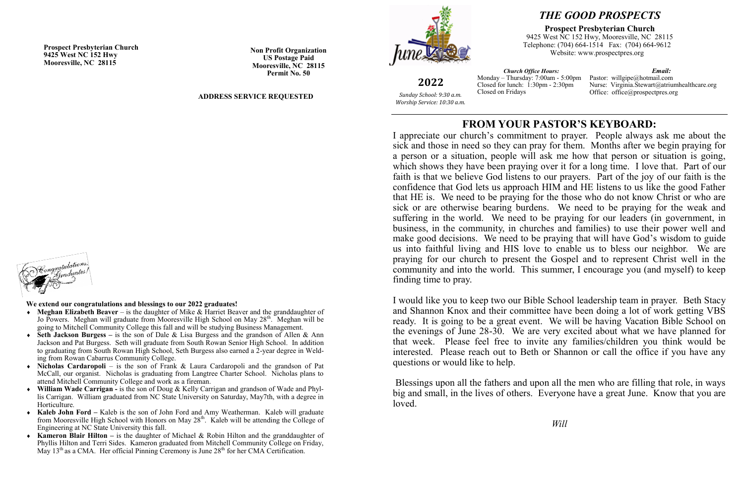**Prospect Presbyterian Church**
**9425 West NC 152 Hwy**
**Mooresville, NC 28115**

**Non Profit Organization**
**US Postage Paid**
**Mooresville, NC 28115**
**Permit No. 50**

**ADDRESS SERVICE REQUESTED**

**We extend our congratulations and blessings to our 2022 graduates!**

- **Meghan Elizabeth Beaver** – is the daughter of Mike & Harriet Beaver and the granddaughter of Jo Powers. Meghan will graduate from Mooresville High School on May 28th. Meghan will be going to Mitchell Community College this fall and will be studying Business Management.
- **Seth Jackson Burgess –** is the son of Dale & Lisa Burgess and the grandson of Allen & Ann Jackson and Pat Burgess. Seth will graduate from South Rowan Senior High School. In addition to graduating from South Rowan High School, Seth Burgess also earned a 2-year degree in Welding from Rowan Cabarrus Community College.
- **Nicholas Cardaropoli** – is the son of Frank & Laura Cardaropoli and the grandson of Pat McCall, our organist. Nicholas is graduating from Langtree Charter School. Nicholas plans to attend Mitchell Community College and work as a fireman.
- **William Wade Carrigan -** is the son of Doug & Kelly Carrigan and grandson of Wade and Phyllis Carrigan. William graduated from NC State University on Saturday, May7th, with a degree in Horticulture.
- **Kaleb John Ford –** Kaleb is the son of John Ford and Amy Weatherman. Kaleb will graduate from Mooresville High School with Honors on May 28th. Kaleb will be attending the College of Engineering at NC State University this fall.
- **Kameron Blair Hilton –** is the daughter of Michael & Robin Hilton and the granddaughter of Phyllis Hilton and Terri Sides. Kameron graduated from Mitchell Community College on Friday, May 13th as a CMA. Her official Pinning Ceremony is June 28th for her CMA Certification.

# *THE GOOD PROSPECTS*

**Prospect Presbyterian Church**
9425 West NC 152 Hwy, Mooresville, NC 28115
Telephone: (704) 664-1514 Fax: (704) 664-9612
Website: www.prospectpres.org

**2022**

*Sunday School: 9:30 a.m.*
*Worship Service: 10:30 a.m.*

***Church Office Hours:***
Monday – Thursday: 7:00am - 5:00pm
Closed for lunch: 1:30pm - 2:30pm
Closed on Fridays

***Email:***
Pastor: willgipe@hotmail.com
Nurse: Virginia.Stewart@atriumhealthcare.org
Office: office@prospectpres.org

## FROM YOUR PASTOR'S KEYBOARD:

I appreciate our church's commitment to prayer. People always ask me about the sick and those in need so they can pray for them. Months after we begin praying for a person or a situation, people will ask me how that person or situation is going, which shows they have been praying over it for a long time. I love that. Part of our faith is that we believe God listens to our prayers. Part of the joy of our faith is the confidence that God lets us approach HIM and HE listens to us like the good Father that HE is. We need to be praying for the those who do not know Christ or who are sick or are otherwise bearing burdens. We need to be praying for the weak and suffering in the world. We need to be praying for our leaders (in government, in business, in the community, in churches and families) to use their power well and make good decisions. We need to be praying that will have God's wisdom to guide us into faithful living and HIS love to enable us to bless our neighbor. We are praying for our church to present the Gospel and to represent Christ well in the community and into the world. This summer, I encourage you (and myself) to keep finding time to pray.

I would like you to keep two our Bible School leadership team in prayer. Beth Stacy and Shannon Knox and their committee have been doing a lot of work getting VBS ready. It is going to be a great event. We will be having Vacation Bible School on the evenings of June 28-30. We are very excited about what we have planned for that week. Please feel free to invite any families/children you think would be interested. Please reach out to Beth or Shannon or call the office if you have any questions or would like to help.

Blessings upon all the fathers and upon all the men who are filling that role, in ways big and small, in the lives of others. Everyone have a great June. Know that you are loved.

*Will*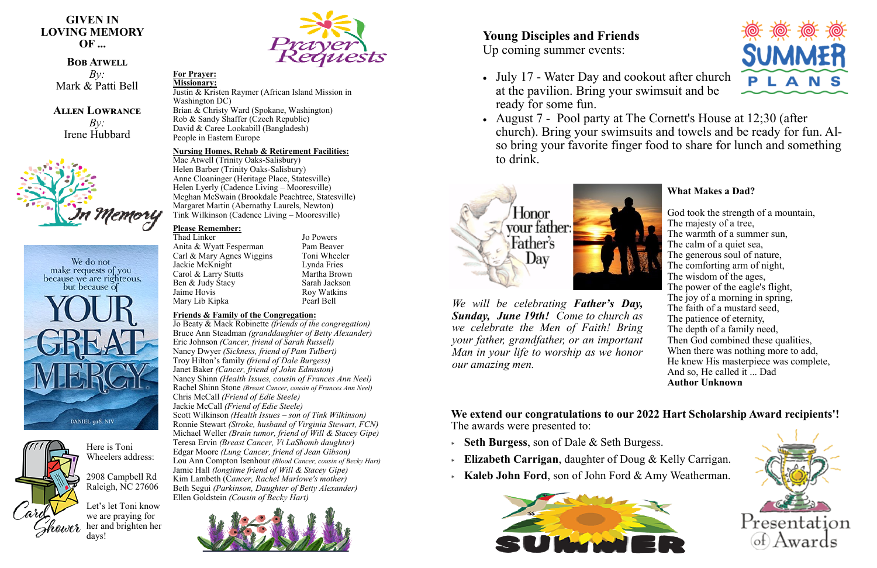**GIVEN IN LOVING MEMORY OF ...**

**Bob Atwell**
*By:*
Mark & Patti Bell

**Allen Lowrance**
*By:*
Irene Hubbard

In Memory

We do not make requests of you because we are righteous, but because of YOUR GREAT MERCY.
DANIEL 9:18, NIV

Here is Toni Wheelers address:

2908 Campbell Rd
Raleigh, NC 27606

Let's let Toni know we are praying for her and brighten her days!

Card Shower

# Prayer Requests

**For Prayer:**

**Missionary:**
Justin & Kristen Raymer (African Island Mission in Washington DC)
Brian & Christy Ward (Spokane, Washington)
Rob & Sandy Shaffer (Czech Republic)
David & Caree Lookabill (Bangladesh)
People in Eastern Europe

**Nursing Homes, Rehab & Retirement Facilities:**
Mac Atwell (Trinity Oaks-Salisbury)
Helen Barber (Trinity Oaks-Salisbury)
Anne Cloaninger (Heritage Place, Statesville)
Helen Lyerly (Cadence Living – Mooresville)
Meghan McSwain (Brookdale Peachtree, Statesville)
Margaret Martin (Abernathy Laurels, Newton)
Tink Wilkinson (Cadence Living – Mooresville)

**Please Remember:**
Thad Linker
Anita & Wyatt Fesperman
Carl & Mary Agnes Wiggins
Jackie McKnight
Carol & Larry Stutts
Ben & Judy Stacy
Jaime Hovis
Mary Lib Kipka
Jo Powers
Pam Beaver
Toni Wheeler
Lynda Fries
Martha Brown
Sarah Jackson
Roy Watkins
Pearl Bell

**Friends & Family of the Congregation:**
Jo Beaty & Mack Robinette *(friends of the congregation)*
Bruce Ann Steadman *(granddaughter of Betty Alexander)*
Eric Johnson *(Cancer, friend of Sarah Russell)*
Nancy Dwyer *(Sickness, friend of Pam Tulbert)*
Troy Hilton's family *(friend of Dale Burgess)*
Janet Baker *(Cancer, friend of John Edmiston)*
Nancy Shinn *(Health Issues, cousin of Frances Ann Neel)*
Rachel Shinn Stone *(Breast Cancer, cousin of Frances Ann Neel)*
Chris McCall *(Friend of Edie Steele)*
Jackie McCall *(Friend of Edie Steele)*
Scott Wilkinson *(Health Issues – son of Tink Wilkinson)*
Ronnie Stewart *(Stroke, husband of Virginia Stewart, FCN)*
Michael Weller *(Brain tumor, friend of Will & Stacey Gipe)*
Teresa Ervin *(Breast Cancer, Vi LaShomb daughter)*
Edgar Moore *(Lung Cancer, friend of Jean Gibson)*
Lou Ann Compton Isenhour *(Blood Cancer, cousin of Becky Hart)*
Jamie Hall *(longtime friend of Will & Stacey Gipe)*
Kim Lambeth (*Cancer, Rachel Marlowe's mother)*
Beth Segui *(Parkinson, Daughter of Betty Alexander)*
Ellen Goldstein *(Cousin of Becky Hart)*

## Young Disciples and Friends

Up coming summer events:

SUMMER PLANS

- July 17 - Water Day and cookout after church at the pavilion. Bring your swimsuit and be ready for some fun.
- August 7 - Pool party at The Cornett's House at 12;30 (after church). Bring your swimsuits and towels and be ready for fun. Also bring your favorite finger food to share for lunch and something to drink.

Honor your father: Father's Day

*We will be celebrating* ***Father's Day, Sunday, June 19th!*** *Come to church as we celebrate the Men of Faith! Bring your father, grandfather, or an important Man in your life to worship as we honor our amazing men.*

**What Makes a Dad?**

God took the strength of a mountain,
The majesty of a tree,
The warmth of a summer sun,
The calm of a quiet sea,
The generous soul of nature,
The comforting arm of night,
The wisdom of the ages,
The power of the eagle's flight,
The joy of a morning in spring,
The faith of a mustard seed,
The patience of eternity,
The depth of a family need,
Then God combined these qualities,
When there was nothing more to add,
He knew His masterpiece was complete,
And so, He called it ... Dad
**Author Unknown**

**We extend our congratulations to our 2022 Hart Scholarship Award recipients'!**
The awards were presented to:

- **Seth Burgess**, son of Dale & Seth Burgess.
- **Elizabeth Carrigan**, daughter of Doug & Kelly Carrigan.
- **Kaleb John Ford**, son of John Ford & Amy Weatherman.

SUMMER

Presentation of Awards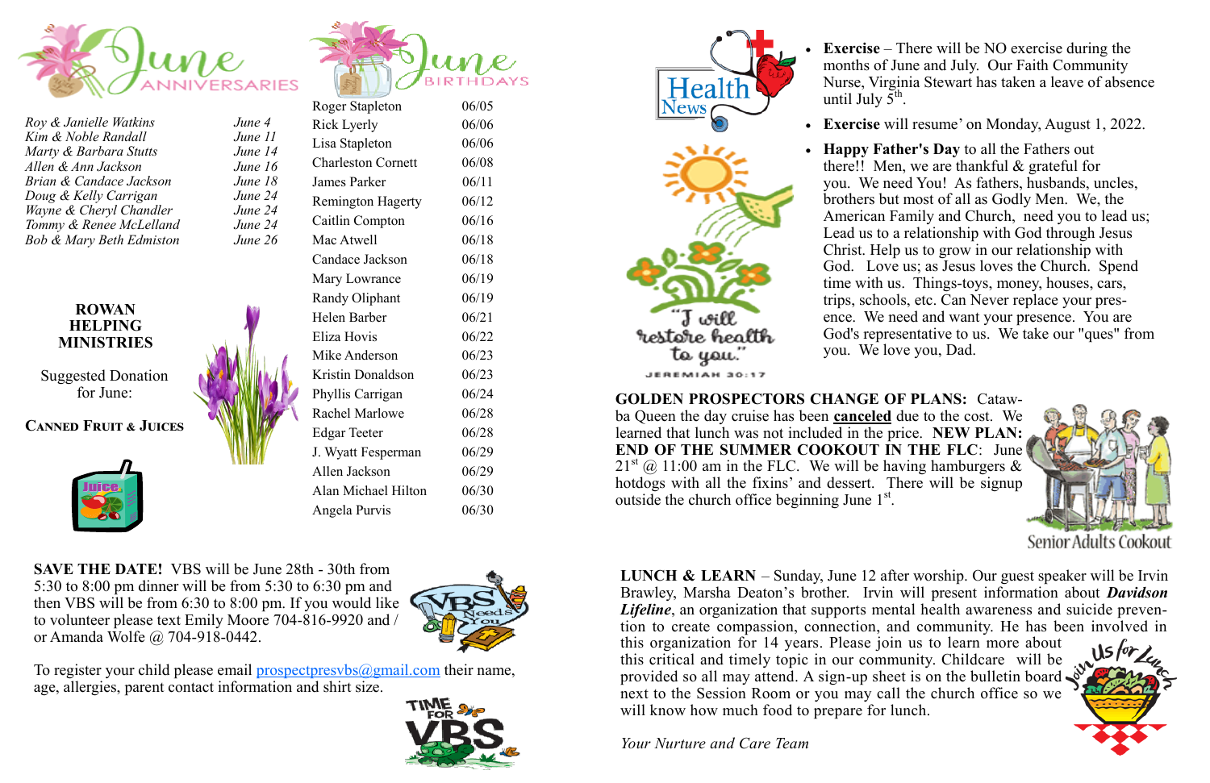## June Anniversaries

| | |
|---|---|
| *Roy & Janielle Watkins* | *June 4* |
| *Kim & Noble Randall* | *June 11* |
| *Marty & Barbara Stutts* | *June 14* |
| *Allen & Ann Jackson* | *June 16* |
| *Brian & Candace Jackson* | *June 18* |
| *Doug & Kelly Carrigan* | *June 24* |
| *Wayne & Cheryl Chandler* | *June 24* |
| *Tommy & Renee McLelland* | *June 24* |
| *Bob & Mary Beth Edmiston* | *June 26* |

## June Birthdays

| | |
|---|---|
| Roger Stapleton | 06/05 |
| Rick Lyerly | 06/06 |
| Lisa Stapleton | 06/06 |
| Charleston Cornett | 06/08 |
| James Parker | 06/11 |
| Remington Hagerty | 06/12 |
| Caitlin Compton | 06/16 |
| Mac Atwell | 06/18 |
| Candace Jackson | 06/18 |
| Mary Lowrance | 06/19 |
| Randy Oliphant | 06/19 |
| Helen Barber | 06/21 |
| Eliza Hovis | 06/22 |
| Mike Anderson | 06/23 |
| Kristin Donaldson | 06/23 |
| Phyllis Carrigan | 06/24 |
| Rachel Marlowe | 06/28 |
| Edgar Teeter | 06/28 |
| J. Wyatt Fesperman | 06/29 |
| Allen Jackson | 06/29 |
| Alan Michael Hilton | 06/30 |
| Angela Purvis | 06/30 |

**ROWAN HELPING MINISTRIES**

Suggested Donation for June:

**CANNED FRUIT & JUICES**

**SAVE THE DATE!** VBS will be June 28th - 30th from 5:30 to 8:00 pm dinner will be from 5:30 to 6:30 pm and then VBS will be from 6:30 to 8:00 pm. If you would like to volunteer please text Emily Moore 704-816-9920 and / or Amanda Wolfe @ 704-918-0442.

To register your child please email prospectpresvbs@gmail.com their name, age, allergies, parent contact information and shirt size.

## Health News

"I will restore health to you." JEREMIAH 30:17

- **Exercise** – There will be NO exercise during the months of June and July. Our Faith Community Nurse, Virginia Stewart has taken a leave of absence until July 5th.
- **Exercise** will resume' on Monday, August 1, 2022.
- **Happy Father's Day** to all the Fathers out there!! Men, we are thankful & grateful for you. We need You! As fathers, husbands, uncles, brothers but most of all as Godly Men. We, the American Family and Church, need you to lead us; Lead us to a relationship with God through Jesus Christ. Help us to grow in our relationship with God. Love us; as Jesus loves the Church. Spend time with us. Things-toys, money, houses, cars, trips, schools, etc. Can Never replace your presence. We need and want your presence. You are God's representative to us. We take our "ques" from you. We love you, Dad.

**GOLDEN PROSPECTORS CHANGE OF PLANS:** Catawba Queen the day cruise has been **canceled** due to the cost. We learned that lunch was not included in the price. **NEW PLAN: END OF THE SUMMER COOKOUT IN THE FLC**: June 21st @ 11:00 am in the FLC. We will be having hamburgers & hotdogs with all the fixins' and dessert. There will be signup outside the church office beginning June 1st.

Senior Adults Cookout

**LUNCH & LEARN** – Sunday, June 12 after worship. Our guest speaker will be Irvin Brawley, Marsha Deaton's brother. Irvin will present information about ***Davidson Lifeline***, an organization that supports mental health awareness and suicide prevention to create compassion, connection, and community. He has been involved in this organization for 14 years. Please join us to learn more about this critical and timely topic in our community. Childcare will be provided so all may attend. A sign-up sheet is on the bulletin board next to the Session Room or you may call the church office so we will know how much food to prepare for lunch.

*Your Nurture and Care Team*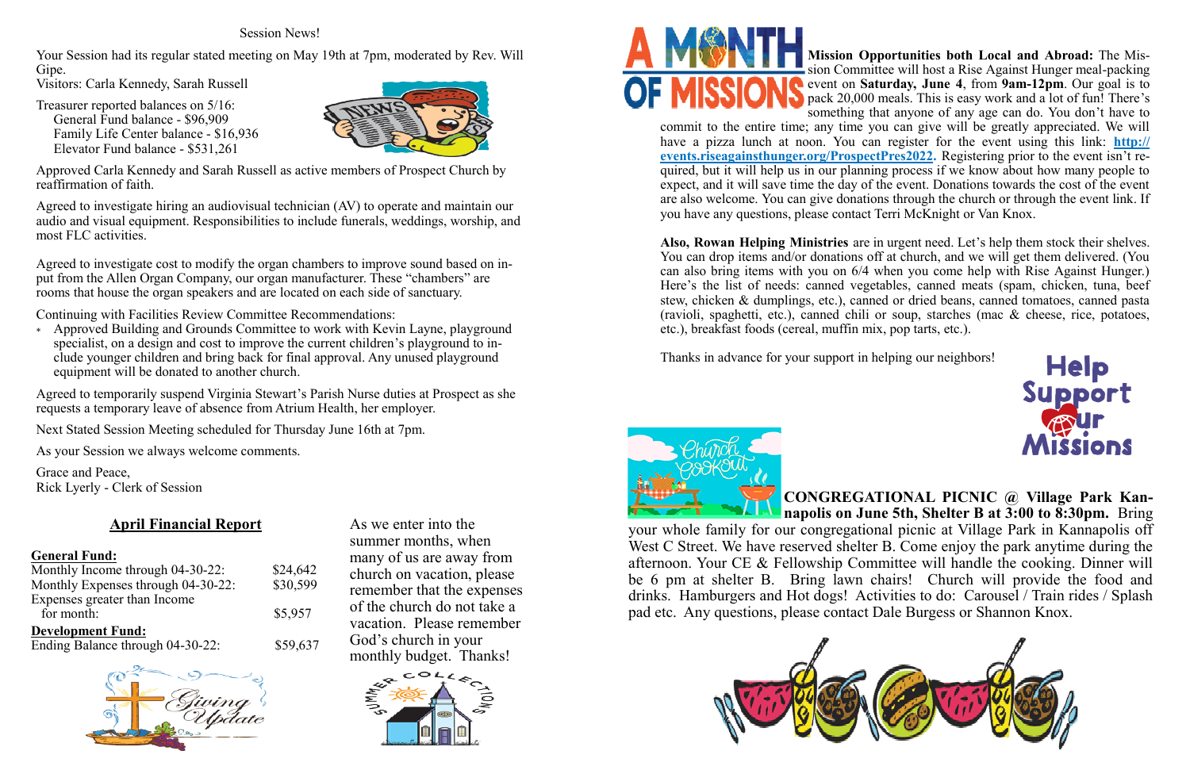## Session News!

Your Session had its regular stated meeting on May 19th at 7pm, moderated by Rev. Will Gipe.

Visitors: Carla Kennedy, Sarah Russell

Treasurer reported balances on 5/16:
- General Fund balance - $96,909
- Family Life Center balance - $16,936
- Elevator Fund balance - $531,261

Approved Carla Kennedy and Sarah Russell as active members of Prospect Church by reaffirmation of faith.

Agreed to investigate hiring an audiovisual technician (AV) to operate and maintain our audio and visual equipment. Responsibilities to include funerals, weddings, worship, and most FLC activities.

Agreed to investigate cost to modify the organ chambers to improve sound based on input from the Allen Organ Company, our organ manufacturer. These "chambers" are rooms that house the organ speakers and are located on each side of sanctuary.

Continuing with Facilities Review Committee Recommendations:

* Approved Building and Grounds Committee to work with Kevin Layne, playground specialist, on a design and cost to improve the current children's playground to include younger children and bring back for final approval. Any unused playground equipment will be donated to another church.

Agreed to temporarily suspend Virginia Stewart's Parish Nurse duties at Prospect as she requests a temporary leave of absence from Atrium Health, her employer.

Next Stated Session Meeting scheduled for Thursday June 16th at 7pm.

As your Session we always welcome comments.

Grace and Peace,
Rick Lyerly - Clerk of Session

## April Financial Report

**General Fund:**

| | |
|---|---|
| Monthly Income through 04-30-22: | $24,642 |
| Monthly Expenses through 04-30-22: | $30,599 |
| Expenses greater than Income for month: | $5,957 |

**Development Fund:**

| | |
|---|---|
| Ending Balance through 04-30-22: | $59,637 |

As we enter into the summer months, when many of us are away from church on vacation, please remember that the expenses of the church do not take a vacation. Please remember God's church in your monthly budget. Thanks!

## A Month of Missions

**Mission Opportunities both Local and Abroad:** The Mission Committee will host a Rise Against Hunger meal-packing event on **Saturday, June 4**, from **9am-12pm**. Our goal is to pack 20,000 meals. This is easy work and a lot of fun! There's something that anyone of any age can do. You don't have to commit to the entire time; any time you can give will be greatly appreciated. We will have a pizza lunch at noon. You can register for the event using this link: **http://events.riseagainsthunger.org/ProspectPres2022.** Registering prior to the event isn't required, but it will help us in our planning process if we know about how many people to expect, and it will save time the day of the event. Donations towards the cost of the event are also welcome. You can give donations through the church or through the event link. If you have any questions, please contact Terri McKnight or Van Knox.

**Also, Rowan Helping Ministries** are in urgent need. Let's help them stock their shelves. You can drop items and/or donations off at church, and we will get them delivered. (You can also bring items with you on 6/4 when you come help with Rise Against Hunger.) Here's the list of needs: canned vegetables, canned meats (spam, chicken, tuna, beef stew, chicken & dumplings, etc.), canned or dried beans, canned tomatoes, canned pasta (ravioli, spaghetti, etc.), canned chili or soup, starches (mac & cheese, rice, potatoes, etc.), breakfast foods (cereal, muffin mix, pop tarts, etc.).

Thanks in advance for your support in helping our neighbors!

Help Support Our Missions

**CONGREGATIONAL PICNIC @ Village Park Kannapolis on June 5th, Shelter B at 3:00 to 8:30pm.** Bring your whole family for our congregational picnic at Village Park in Kannapolis off West C Street. We have reserved shelter B. Come enjoy the park anytime during the afternoon. Your CE & Fellowship Committee will handle the cooking. Dinner will be 6 pm at shelter B. Bring lawn chairs! Church will provide the food and drinks. Hamburgers and Hot dogs! Activities to do: Carousel / Train rides / Splash pad etc. Any questions, please contact Dale Burgess or Shannon Knox.